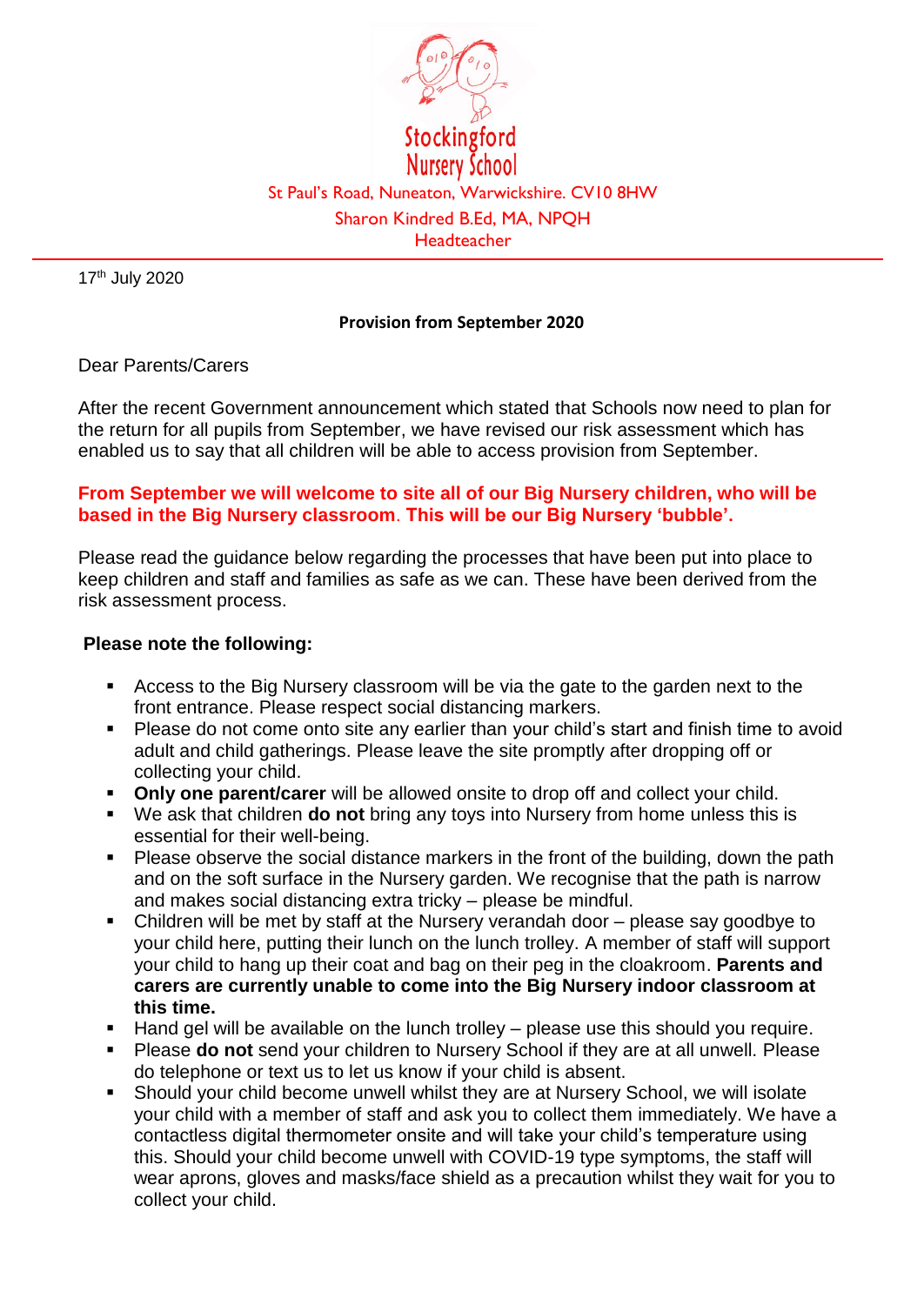Stockingford Nursery School

St Paul's Road, Nuneaton, Warwickshire. CV10 8HW

Sharon Kindred B.Ed, MA, NPQH

Headteacher

---

17th July 2020

**Provision from September 2020**

Dear Parents/Carers

After the recent Government announcement which stated that Schools now need to plan for the return for all pupils from September, we have revised our risk assessment which has enabled us to say that all children will be able to access provision from September.

**From September we will welcome to site all of our Big Nursery children, who will be based in the Big Nursery classroom. This will be our Big Nursery 'bubble'.**

Please read the guidance below regarding the processes that have been put into place to keep children and staff and families as safe as we can. These have been derived from the risk assessment process.

**Please note the following:**

- Access to the Big Nursery classroom will be via the gate to the garden next to the front entrance. Please respect social distancing markers.
- Please do not come onto site any earlier than your child's start and finish time to avoid adult and child gatherings. Please leave the site promptly after dropping off or collecting your child.
- **Only one parent/carer** will be allowed onsite to drop off and collect your child.
- We ask that children **do not** bring any toys into Nursery from home unless this is essential for their well-being.
- Please observe the social distance markers in the front of the building, down the path and on the soft surface in the Nursery garden. We recognise that the path is narrow and makes social distancing extra tricky – please be mindful.
- Children will be met by staff at the Nursery verandah door – please say goodbye to your child here, putting their lunch on the lunch trolley. A member of staff will support your child to hang up their coat and bag on their peg in the cloakroom. **Parents and carers are currently unable to come into the Big Nursery indoor classroom at this time.**
- Hand gel will be available on the lunch trolley – please use this should you require.
- Please **do not** send your children to Nursery School if they are at all unwell. Please do telephone or text us to let us know if your child is absent.
- Should your child become unwell whilst they are at Nursery School, we will isolate your child with a member of staff and ask you to collect them immediately. We have a contactless digital thermometer onsite and will take your child's temperature using this. Should your child become unwell with COVID-19 type symptoms, the staff will wear aprons, gloves and masks/face shield as a precaution whilst they wait for you to collect your child.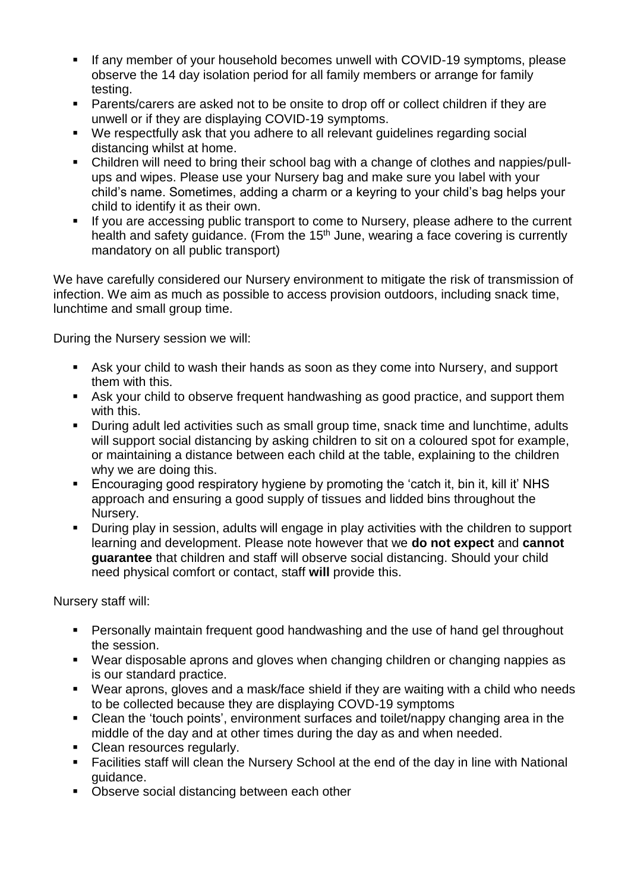- If any member of your household becomes unwell with COVID-19 symptoms, please observe the 14 day isolation period for all family members or arrange for family testing.
- Parents/carers are asked not to be onsite to drop off or collect children if they are unwell or if they are displaying COVID-19 symptoms.
- We respectfully ask that you adhere to all relevant guidelines regarding social distancing whilst at home.
- Children will need to bring their school bag with a change of clothes and nappies/pull-ups and wipes. Please use your Nursery bag and make sure you label with your child's name. Sometimes, adding a charm or a keyring to your child's bag helps your child to identify it as their own.
- If you are accessing public transport to come to Nursery, please adhere to the current health and safety guidance. (From the 15th June, wearing a face covering is currently mandatory on all public transport)

We have carefully considered our Nursery environment to mitigate the risk of transmission of infection. We aim as much as possible to access provision outdoors, including snack time, lunchtime and small group time.

During the Nursery session we will:

- Ask your child to wash their hands as soon as they come into Nursery, and support them with this.
- Ask your child to observe frequent handwashing as good practice, and support them with this.
- During adult led activities such as small group time, snack time and lunchtime, adults will support social distancing by asking children to sit on a coloured spot for example, or maintaining a distance between each child at the table, explaining to the children why we are doing this.
- Encouraging good respiratory hygiene by promoting the 'catch it, bin it, kill it' NHS approach and ensuring a good supply of tissues and lidded bins throughout the Nursery.
- During play in session, adults will engage in play activities with the children to support learning and development. Please note however that we **do not expect** and **cannot guarantee** that children and staff will observe social distancing. Should your child need physical comfort or contact, staff **will** provide this.

Nursery staff will:

- Personally maintain frequent good handwashing and the use of hand gel throughout the session.
- Wear disposable aprons and gloves when changing children or changing nappies as is our standard practice.
- Wear aprons, gloves and a mask/face shield if they are waiting with a child who needs to be collected because they are displaying COVD-19 symptoms
- Clean the 'touch points', environment surfaces and toilet/nappy changing area in the middle of the day and at other times during the day as and when needed.
- Clean resources regularly.
- Facilities staff will clean the Nursery School at the end of the day in line with National guidance.
- Observe social distancing between each other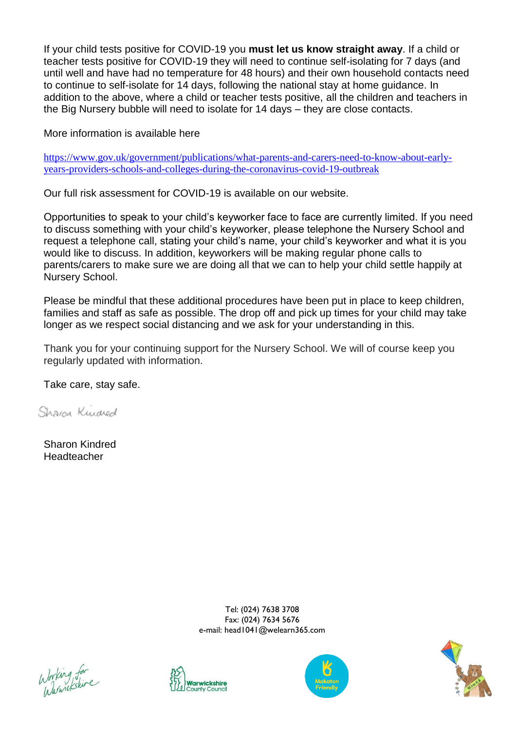If your child tests positive for COVID-19 you **must let us know straight away**. If a child or teacher tests positive for COVID-19 they will need to continue self-isolating for 7 days (and until well and have had no temperature for 48 hours) and their own household contacts need to continue to self-isolate for 14 days, following the national stay at home guidance. In addition to the above, where a child or teacher tests positive, all the children and teachers in the Big Nursery bubble will need to isolate for 14 days – they are close contacts.

More information is available here

https://www.gov.uk/government/publications/what-parents-and-carers-need-to-know-about-early-years-providers-schools-and-colleges-during-the-coronavirus-covid-19-outbreak

Our full risk assessment for COVID-19 is available on our website.

Opportunities to speak to your child's keyworker face to face are currently limited. If you need to discuss something with your child's keyworker, please telephone the Nursery School and request a telephone call, stating your child's name, your child's keyworker and what it is you would like to discuss. In addition, keyworkers will be making regular phone calls to parents/carers to make sure we are doing all that we can to help your child settle happily at Nursery School.

Please be mindful that these additional procedures have been put in place to keep children, families and staff as safe as possible. The drop off and pick up times for your child may take longer as we respect social distancing and we ask for your understanding in this.

Thank you for your continuing support for the Nursery School. We will of course keep you regularly updated with information.

Take care, stay safe.

Sharon Kindred

Sharon Kindred
Headteacher

Tel: (024) 7638 3708
Fax: (024) 7634 5676
e-mail: head1041@welearn365.com

Working for Warwickshire

Warwickshire County Council

Makaton Friendly